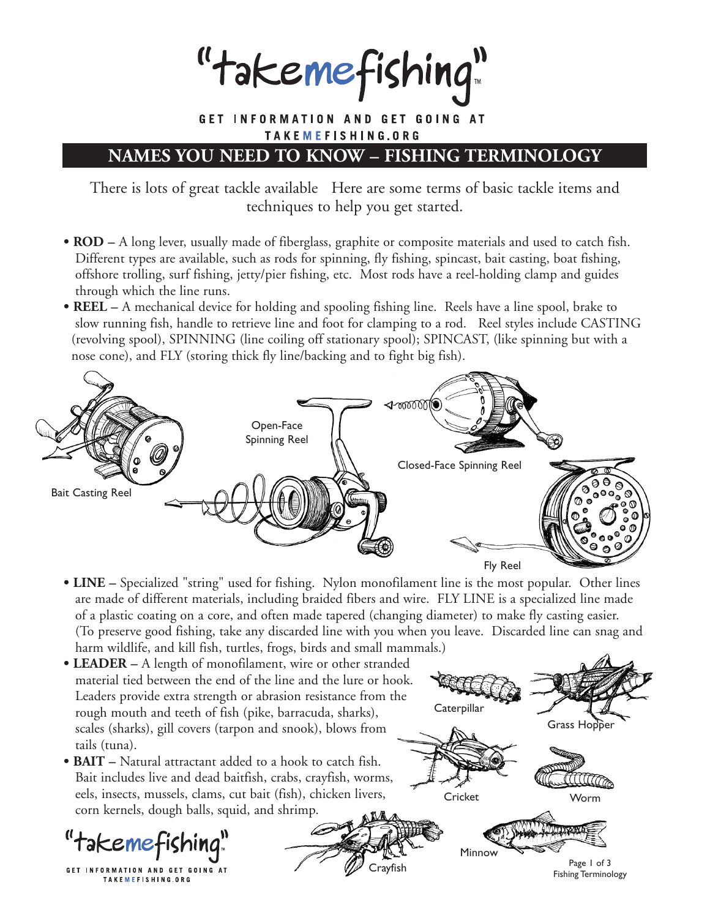"takemefishing"

GET INFORMATION AND GET GOING AT TAKEMEFISHING.ORG

# NAMES YOU NEED TO KNOW – FISHING TERMINOLOGY

There is lots of great tackle available Here are some terms of basic tackle items and techniques to help you get started.

- **ROD –** A long lever, usually made of fiberglass, graphite or composite materials and used to catch fish. Different types are available, such as rods for spinning, fly fishing, spincast, bait casting, boat fishing, offshore trolling, surf fishing, jetty/pier fishing, etc. Most rods have a reel-holding clamp and guides through which the line runs.
- **REEL –** A mechanical device for holding and spooling fishing line. Reels have a line spool, brake to slow running fish, handle to retrieve line and foot for clamping to a rod. Reel styles include CASTING (revolving spool), SPINNING (line coiling off stationary spool); SPINCAST, (like spinning but with a nose cone), and FLY (storing thick fly line/backing and to fight big fish).

Bait Casting Reel

Open-Face Spinning Reel

Closed-Face Spinning Reel

Fly Reel

- **LINE –** Specialized "string" used for fishing. Nylon monofilament line is the most popular. Other lines are made of different materials, including braided fibers and wire. FLY LINE is a specialized line made of a plastic coating on a core, and often made tapered (changing diameter) to make fly casting easier. (To preserve good fishing, take any discarded line with you when you leave. Discarded line can snag and harm wildlife, and kill fish, turtles, frogs, birds and small mammals.)
- **LEADER –** A length of monofilament, wire or other stranded material tied between the end of the line and the lure or hook. Leaders provide extra strength or abrasion resistance from the rough mouth and teeth of fish (pike, barracuda, sharks), scales (sharks), gill covers (tarpon and snook), blows from tails (tuna).
- **BAIT –** Natural attractant added to a hook to catch fish. Bait includes live and dead baitfish, crabs, crayfish, worms, eels, insects, mussels, clams, cut bait (fish), chicken livers, corn kernels, dough balls, squid, and shrimp.

Caterpillar

Grass Hopper

Cricket

Worm

Crayfish

Minnow

"takemefishing"

GET INFORMATION AND GET GOING AT TAKEMEFISHING.ORG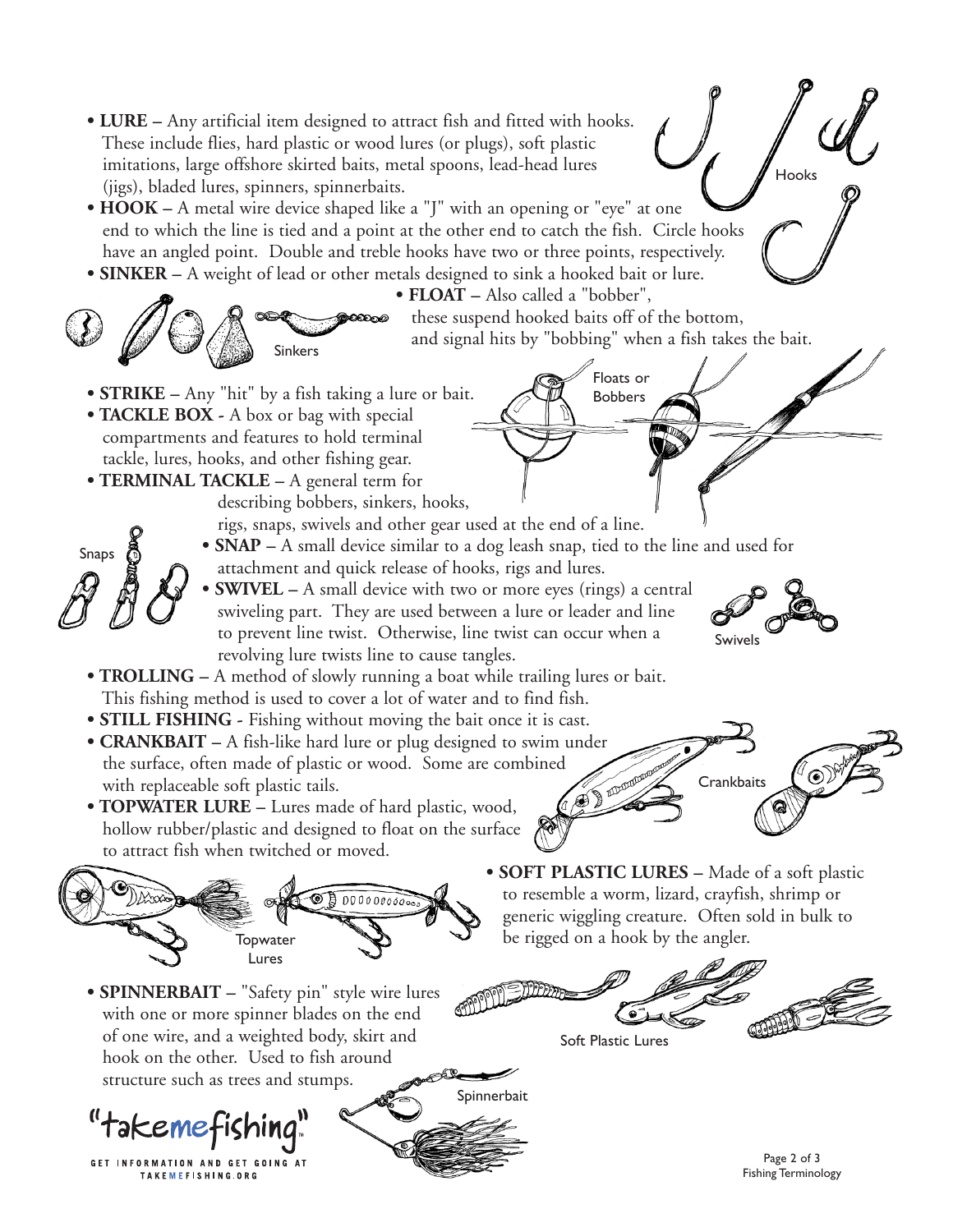- **LURE –** Any artificial item designed to attract fish and fitted with hooks. These include flies, hard plastic or wood lures (or plugs), soft plastic imitations, large offshore skirted baits, metal spoons, lead-head lures (jigs), bladed lures, spinners, spinnerbaits.
- **HOOK –** A metal wire device shaped like a "J" with an opening or "eye" at one end to which the line is tied and a point at the other end to catch the fish. Circle hooks have an angled point. Double and treble hooks have two or three points, respectively.
- **SINKER –** A weight of lead or other metals designed to sink a hooked bait or lure.
- **FLOAT –** Also called a "bobber", these suspend hooked baits off of the bottom, and signal hits by "bobbing" when a fish takes the bait.
- **STRIKE –** Any "hit" by a fish taking a lure or bait.
- **TACKLE BOX -** A box or bag with special compartments and features to hold terminal tackle, lures, hooks, and other fishing gear.
- **TERMINAL TACKLE –** A general term for describing bobbers, sinkers, hooks, rigs, snaps, swivels and other gear used at the end of a line.
- **SNAP –** A small device similar to a dog leash snap, tied to the line and used for attachment and quick release of hooks, rigs and lures.
- **SWIVEL –** A small device with two or more eyes (rings) a central swiveling part. They are used between a lure or leader and line to prevent line twist. Otherwise, line twist can occur when a revolving lure twists line to cause tangles.
- **TROLLING –** A method of slowly running a boat while trailing lures or bait. This fishing method is used to cover a lot of water and to find fish.
- **STILL FISHING -** Fishing without moving the bait once it is cast.
- **CRANKBAIT –** A fish-like hard lure or plug designed to swim under the surface, often made of plastic or wood. Some are combined with replaceable soft plastic tails.
- **TOPWATER LURE –** Lures made of hard plastic, wood, hollow rubber/plastic and designed to float on the surface to attract fish when twitched or moved.
- **SOFT PLASTIC LURES –** Made of a soft plastic to resemble a worm, lizard, crayfish, shrimp or generic wiggling creature. Often sold in bulk to be rigged on a hook by the angler.
- **SPINNERBAIT –** "Safety pin" style wire lures with one or more spinner blades on the end of one wire, and a weighted body, skirt and hook on the other. Used to fish around structure such as trees and stumps.

"takemefishing"

GET INFORMATION AND GET GOING AT TAKEMEFISHING.ORG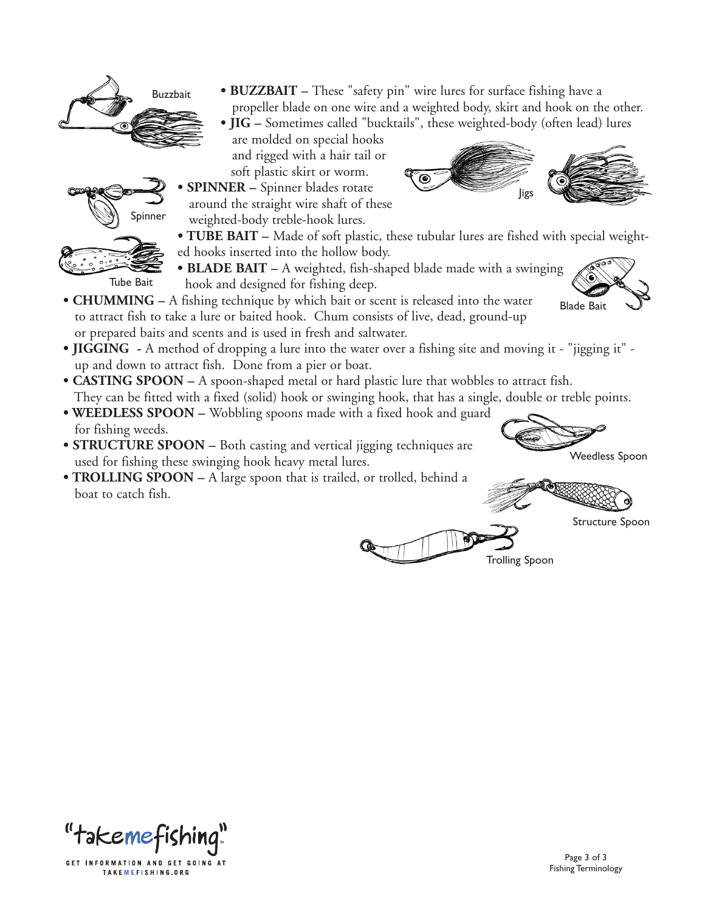- **BUZZBAIT –** These "safety pin" wire lures for surface fishing have a propeller blade on one wire and a weighted body, skirt and hook on the other.
- **JIG –** Sometimes called "bucktails", these weighted-body (often lead) lures are molded on special hooks and rigged with a hair tail or soft plastic skirt or worm.
- **SPINNER –** Spinner blades rotate around the straight wire shaft of these weighted-body treble-hook lures.
- **TUBE BAIT –** Made of soft plastic, these tubular lures are fished with special weighted hooks inserted into the hollow body.
- **BLADE BAIT –** A weighted, fish-shaped blade made with a swinging hook and designed for fishing deep.
- **CHUMMING –** A fishing technique by which bait or scent is released into the water to attract fish to take a lure or baited hook. Chum consists of live, dead, ground-up or prepared baits and scents and is used in fresh and saltwater.
- **JIGGING -** A method of dropping a lure into the water over a fishing site and moving it - "jigging it" - up and down to attract fish. Done from a pier or boat.
- **CASTING SPOON –** A spoon-shaped metal or hard plastic lure that wobbles to attract fish. They can be fitted with a fixed (solid) hook or swinging hook, that has a single, double or treble points.
- **WEEDLESS SPOON –** Wobbling spoons made with a fixed hook and guard for fishing weeds.
- **STRUCTURE SPOON –** Both casting and vertical jigging techniques are used for fishing these swinging hook heavy metal lures.
- **TROLLING SPOON –** A large spoon that is trailed, or trolled, behind a boat to catch fish.

Buzzbait

Jigs

Spinner

Tube Bait

Blade Bait

Weedless Spoon

Structure Spoon

Trolling Spoon

"takemefishing"
GET INFORMATION AND GET GOING AT TAKEMEFISHING.ORG